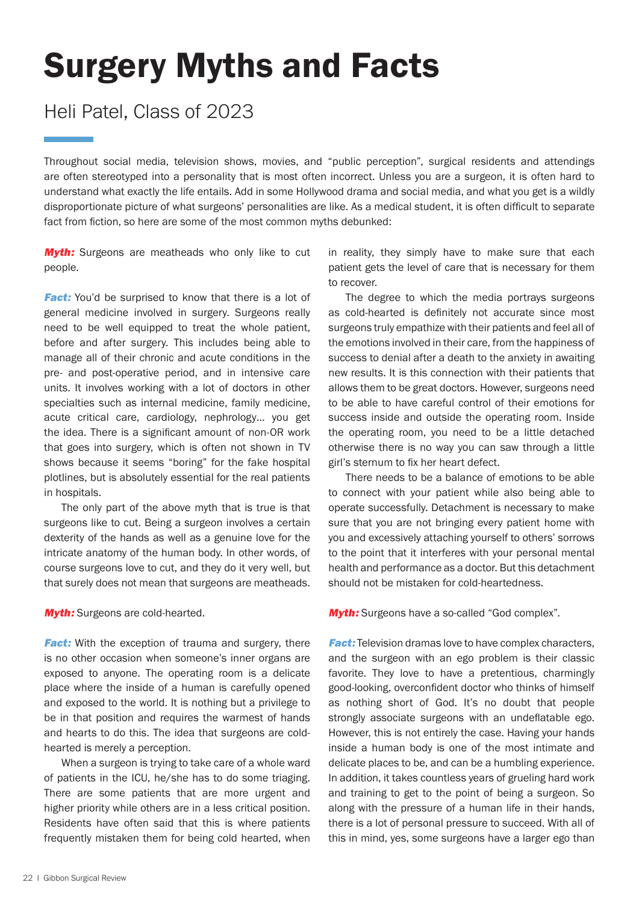# Surgery Myths and Facts

## Heli Patel, Class of 2023

Throughout social media, television shows, movies, and "public perception", surgical residents and attendings are often stereotyped into a personality that is most often incorrect. Unless you are a surgeon, it is often hard to understand what exactly the life entails. Add in some Hollywood drama and social media, and what you get is a wildly disproportionate picture of what surgeons' personalities are like. As a medical student, it is often difficult to separate fact from fiction, so here are some of the most common myths debunked:

***Myth:*** Surgeons are meatheads who only like to cut people.

***Fact:*** You'd be surprised to know that there is a lot of general medicine involved in surgery. Surgeons really need to be well equipped to treat the whole patient, before and after surgery. This includes being able to manage all of their chronic and acute conditions in the pre- and post-operative period, and in intensive care units. It involves working with a lot of doctors in other specialties such as internal medicine, family medicine, acute critical care, cardiology, nephrology… you get the idea. There is a significant amount of non-OR work that goes into surgery, which is often not shown in TV shows because it seems "boring" for the fake hospital plotlines, but is absolutely essential for the real patients in hospitals.

The only part of the above myth that is true is that surgeons like to cut. Being a surgeon involves a certain dexterity of the hands as well as a genuine love for the intricate anatomy of the human body. In other words, of course surgeons love to cut, and they do it very well, but that surely does not mean that surgeons are meatheads.

***Myth:*** Surgeons are cold-hearted.

***Fact:*** With the exception of trauma and surgery, there is no other occasion when someone's inner organs are exposed to anyone. The operating room is a delicate place where the inside of a human is carefully opened and exposed to the world. It is nothing but a privilege to be in that position and requires the warmest of hands and hearts to do this. The idea that surgeons are cold-hearted is merely a perception.

When a surgeon is trying to take care of a whole ward of patients in the ICU, he/she has to do some triaging. There are some patients that are more urgent and higher priority while others are in a less critical position. Residents have often said that this is where patients frequently mistaken them for being cold hearted, when in reality, they simply have to make sure that each patient gets the level of care that is necessary for them to recover.

The degree to which the media portrays surgeons as cold-hearted is definitely not accurate since most surgeons truly empathize with their patients and feel all of the emotions involved in their care, from the happiness of success to denial after a death to the anxiety in awaiting new results. It is this connection with their patients that allows them to be great doctors. However, surgeons need to be able to have careful control of their emotions for success inside and outside the operating room. Inside the operating room, you need to be a little detached otherwise there is no way you can saw through a little girl's sternum to fix her heart defect.

There needs to be a balance of emotions to be able to connect with your patient while also being able to operate successfully. Detachment is necessary to make sure that you are not bringing every patient home with you and excessively attaching yourself to others' sorrows to the point that it interferes with your personal mental health and performance as a doctor. But this detachment should not be mistaken for cold-heartedness.

***Myth:*** Surgeons have a so-called "God complex".

***Fact:*** Television dramas love to have complex characters, and the surgeon with an ego problem is their classic favorite. They love to have a pretentious, charmingly good-looking, overconfident doctor who thinks of himself as nothing short of God. It's no doubt that people strongly associate surgeons with an undeflatable ego. However, this is not entirely the case. Having your hands inside a human body is one of the most intimate and delicate places to be, and can be a humbling experience. In addition, it takes countless years of grueling hard work and training to get to the point of being a surgeon. So along with the pressure of a human life in their hands, there is a lot of personal pressure to succeed. With all of this in mind, yes, some surgeons have a larger ego than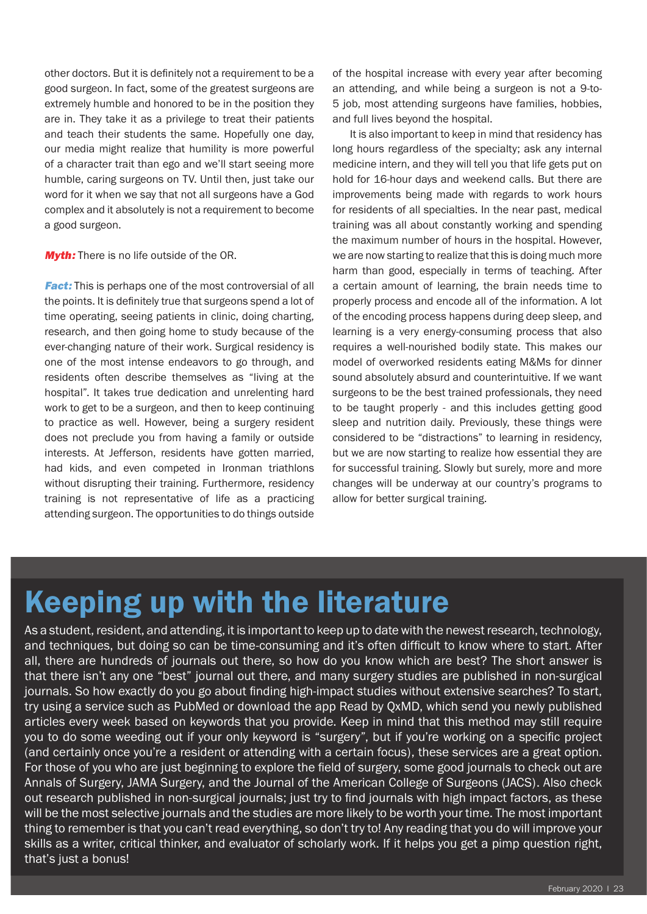other doctors. But it is definitely not a requirement to be a good surgeon. In fact, some of the greatest surgeons are extremely humble and honored to be in the position they are in. They take it as a privilege to treat their patients and teach their students the same. Hopefully one day, our media might realize that humility is more powerful of a character trait than ego and we'll start seeing more humble, caring surgeons on TV. Until then, just take our word for it when we say that not all surgeons have a God complex and it absolutely is not a requirement to become a good surgeon.

***Myth:*** There is no life outside of the OR.

***Fact:*** This is perhaps one of the most controversial of all the points. It is definitely true that surgeons spend a lot of time operating, seeing patients in clinic, doing charting, research, and then going home to study because of the ever-changing nature of their work. Surgical residency is one of the most intense endeavors to go through, and residents often describe themselves as "living at the hospital". It takes true dedication and unrelenting hard work to get to be a surgeon, and then to keep continuing to practice as well. However, being a surgery resident does not preclude you from having a family or outside interests. At Jefferson, residents have gotten married, had kids, and even competed in Ironman triathlons without disrupting their training. Furthermore, residency training is not representative of life as a practicing attending surgeon. The opportunities to do things outside of the hospital increase with every year after becoming an attending, and while being a surgeon is not a 9-to-5 job, most attending surgeons have families, hobbies, and full lives beyond the hospital.

It is also important to keep in mind that residency has long hours regardless of the specialty; ask any internal medicine intern, and they will tell you that life gets put on hold for 16-hour days and weekend calls. But there are improvements being made with regards to work hours for residents of all specialties. In the near past, medical training was all about constantly working and spending the maximum number of hours in the hospital. However, we are now starting to realize that this is doing much more harm than good, especially in terms of teaching. After a certain amount of learning, the brain needs time to properly process and encode all of the information. A lot of the encoding process happens during deep sleep, and learning is a very energy-consuming process that also requires a well-nourished bodily state. This makes our model of overworked residents eating M&Ms for dinner sound absolutely absurd and counterintuitive. If we want surgeons to be the best trained professionals, they need to be taught properly - and this includes getting good sleep and nutrition daily. Previously, these things were considered to be "distractions" to learning in residency, but we are now starting to realize how essential they are for successful training. Slowly but surely, more and more changes will be underway at our country's programs to allow for better surgical training.

## Keeping up with the literature

As a student, resident, and attending, it is important to keep up to date with the newest research, technology, and techniques, but doing so can be time-consuming and it's often difficult to know where to start. After all, there are hundreds of journals out there, so how do you know which are best? The short answer is that there isn't any one "best" journal out there, and many surgery studies are published in non-surgical journals. So how exactly do you go about finding high-impact studies without extensive searches? To start, try using a service such as PubMed or download the app Read by QxMD, which send you newly published articles every week based on keywords that you provide. Keep in mind that this method may still require you to do some weeding out if your only keyword is "surgery", but if you're working on a specific project (and certainly once you're a resident or attending with a certain focus), these services are a great option. For those of you who are just beginning to explore the field of surgery, some good journals to check out are Annals of Surgery, JAMA Surgery, and the Journal of the American College of Surgeons (JACS). Also check out research published in non-surgical journals; just try to find journals with high impact factors, as these will be the most selective journals and the studies are more likely to be worth your time. The most important thing to remember is that you can't read everything, so don't try to! Any reading that you do will improve your skills as a writer, critical thinker, and evaluator of scholarly work. If it helps you get a pimp question right, that's just a bonus!